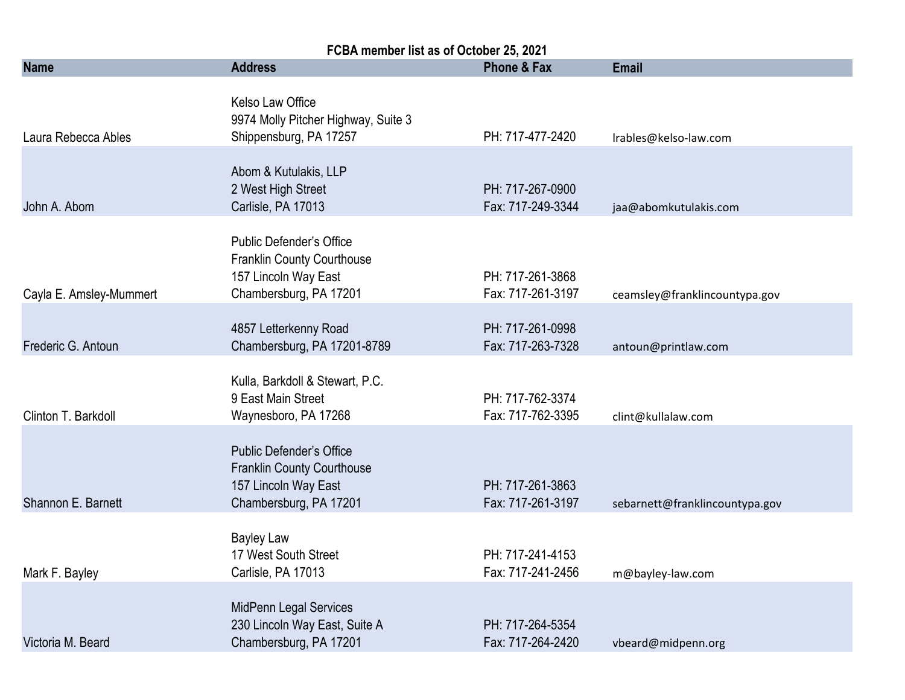**FCBA member list as of October 25, 2021**

| Name | Address | Phone & Fax | Email |
|---|---|---|---|
| Laura Rebecca Ables | Kelso Law Office<br>9974 Molly Pitcher Highway, Suite 3<br>Shippensburg, PA 17257 | PH: 717-477-2420 | lrables@kelso-law.com |
| John A. Abom | Abom & Kutulakis, LLP<br>2 West High Street<br>Carlisle, PA 17013 | PH: 717-267-0900<br>Fax: 717-249-3344 | jaa@abomkutulakis.com |
| Cayla E. Amsley-Mummert | Public Defender's Office<br>Franklin County Courthouse<br>157 Lincoln Way East<br>Chambersburg, PA 17201 | PH: 717-261-3868<br>Fax: 717-261-3197 | ceamsley@franklincountypa.gov |
| Frederic G. Antoun | 4857 Letterkenny Road<br>Chambersburg, PA 17201-8789 | PH: 717-261-0998<br>Fax: 717-263-7328 | antoun@printlaw.com |
| Clinton T. Barkdoll | Kulla, Barkdoll & Stewart, P.C.<br>9 East Main Street<br>Waynesboro, PA 17268 | PH: 717-762-3374<br>Fax: 717-762-3395 | clint@kullalaw.com |
| Shannon E. Barnett | Public Defender's Office<br>Franklin County Courthouse<br>157 Lincoln Way East<br>Chambersburg, PA 17201 | PH: 717-261-3863<br>Fax: 717-261-3197 | sebarnett@franklincountypa.gov |
| Mark F. Bayley | Bayley Law<br>17 West South Street<br>Carlisle, PA 17013 | PH: 717-241-4153<br>Fax: 717-241-2456 | m@bayley-law.com |
| Victoria M. Beard | MidPenn Legal Services<br>230 Lincoln Way East, Suite A<br>Chambersburg, PA 17201 | PH: 717-264-5354<br>Fax: 717-264-2420 | vbeard@midpenn.org |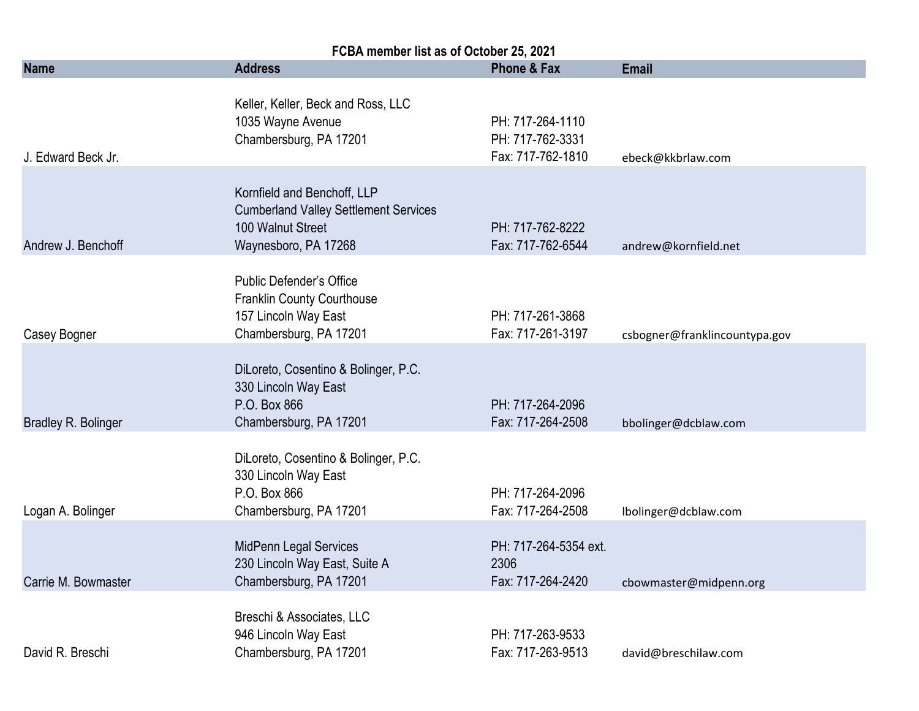**FCBA member list as of October 25, 2021**

| Name | Address | Phone & Fax | Email |
| --- | --- | --- | --- |
| J. Edward Beck Jr. | Keller, Keller, Beck and Ross, LLC<br>1035 Wayne Avenue<br>Chambersburg, PA 17201 | PH: 717-264-1110<br>PH: 717-762-3331<br>Fax: 717-762-1810 | ebeck@kkbrlaw.com |
| Andrew J. Benchoff | Kornfield and Benchoff, LLP<br>Cumberland Valley Settlement Services<br>100 Walnut Street<br>Waynesboro, PA 17268 | PH: 717-762-8222<br>Fax: 717-762-6544 | andrew@kornfield.net |
| Casey Bogner | Public Defender's Office<br>Franklin County Courthouse<br>157 Lincoln Way East<br>Chambersburg, PA 17201 | PH: 717-261-3868<br>Fax: 717-261-3197 | csbogner@franklincountypa.gov |
| Bradley R. Bolinger | DiLoreto, Cosentino & Bolinger, P.C.<br>330 Lincoln Way East<br>P.O. Box 866<br>Chambersburg, PA 17201 | PH: 717-264-2096<br>Fax: 717-264-2508 | bbolinger@dcblaw.com |
| Logan A. Bolinger | DiLoreto, Cosentino & Bolinger, P.C.<br>330 Lincoln Way East<br>P.O. Box 866<br>Chambersburg, PA 17201 | PH: 717-264-2096<br>Fax: 717-264-2508 | lbolinger@dcblaw.com |
| Carrie M. Bowmaster | MidPenn Legal Services<br>230 Lincoln Way East, Suite A<br>Chambersburg, PA 17201 | PH: 717-264-5354 ext. 2306<br>Fax: 717-264-2420 | cbowmaster@midpenn.org |
| David R. Breschi | Breschi & Associates, LLC<br>946 Lincoln Way East<br>Chambersburg, PA 17201 | PH: 717-263-9533<br>Fax: 717-263-9513 | david@breschilaw.com |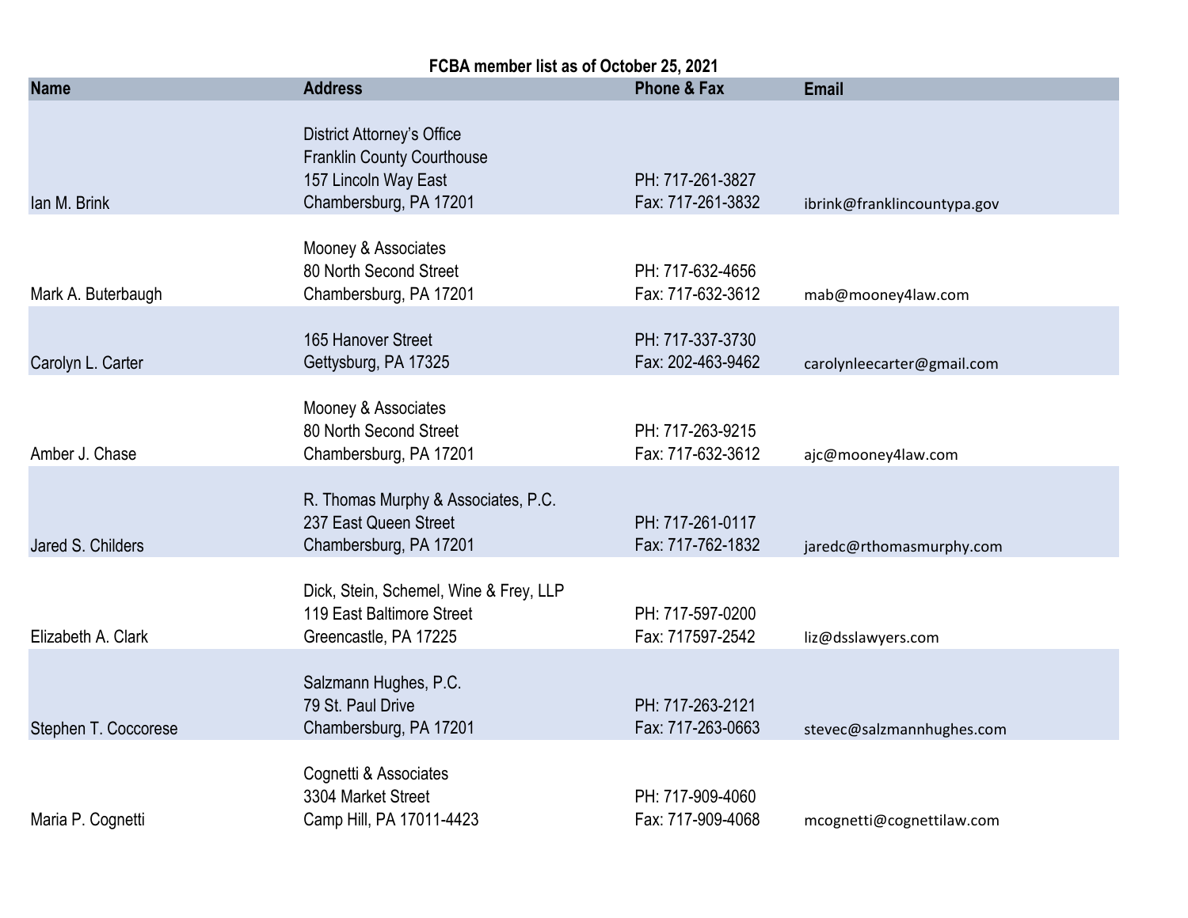**FCBA member list as of October 25, 2021**

| Name | Address | Phone & Fax | Email |
|---|---|---|---|
| Ian M. Brink | District Attorney's Office<br>Franklin County Courthouse<br>157 Lincoln Way East<br>Chambersburg, PA 17201 | PH: 717-261-3827<br>Fax: 717-261-3832 | ibrink@franklincountypa.gov |
| Mark A. Buterbaugh | Mooney & Associates<br>80 North Second Street<br>Chambersburg, PA 17201 | PH: 717-632-4656<br>Fax: 717-632-3612 | mab@mooney4law.com |
| Carolyn L. Carter | 165 Hanover Street<br>Gettysburg, PA 17325 | PH: 717-337-3730<br>Fax: 202-463-9462 | carolynleecarter@gmail.com |
| Amber J. Chase | Mooney & Associates<br>80 North Second Street<br>Chambersburg, PA 17201 | PH: 717-263-9215<br>Fax: 717-632-3612 | ajc@mooney4law.com |
| Jared S. Childers | R. Thomas Murphy & Associates, P.C.<br>237 East Queen Street<br>Chambersburg, PA 17201 | PH: 717-261-0117<br>Fax: 717-762-1832 | jaredc@rthomasmurphy.com |
| Elizabeth A. Clark | Dick, Stein, Schemel, Wine & Frey, LLP<br>119 East Baltimore Street<br>Greencastle, PA 17225 | PH: 717-597-0200<br>Fax: 717597-2542 | liz@dsslawyers.com |
| Stephen T. Coccorese | Salzmann Hughes, P.C.<br>79 St. Paul Drive<br>Chambersburg, PA 17201 | PH: 717-263-2121<br>Fax: 717-263-0663 | stevec@salzmannhughes.com |
| Maria P. Cognetti | Cognetti & Associates<br>3304 Market Street<br>Camp Hill, PA 17011-4423 | PH: 717-909-4060<br>Fax: 717-909-4068 | mcognetti@cognettilaw.com |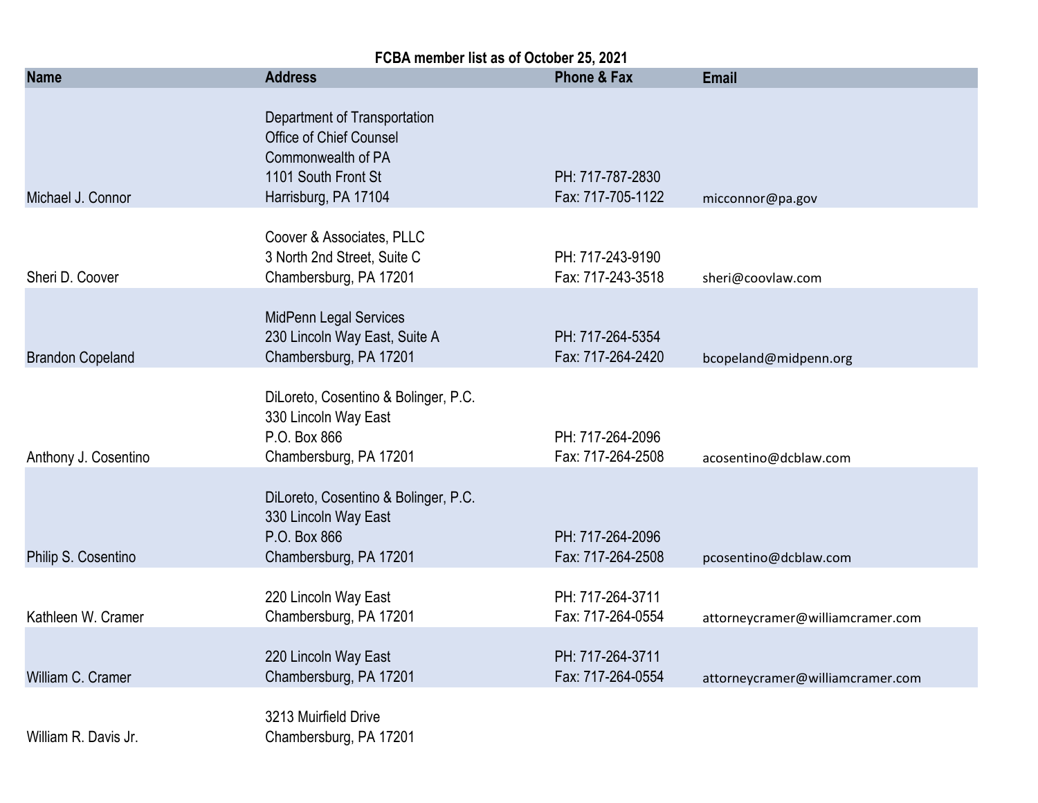**FCBA member list as of October 25, 2021**

| Name | Address | Phone & Fax | Email |
|---|---|---|---|
| Michael J. Connor | Department of Transportation<br>Office of Chief Counsel<br>Commonwealth of PA<br>1101 South Front St<br>Harrisburg, PA 17104 | PH: 717-787-2830<br>Fax: 717-705-1122 | micconnor@pa.gov |
| Sheri D. Coover | Coover & Associates, PLLC<br>3 North 2nd Street, Suite C<br>Chambersburg, PA 17201 | PH: 717-243-9190<br>Fax: 717-243-3518 | sheri@coovlaw.com |
| Brandon Copeland | MidPenn Legal Services<br>230 Lincoln Way East, Suite A<br>Chambersburg, PA 17201 | PH: 717-264-5354<br>Fax: 717-264-2420 | bcopeland@midpenn.org |
| Anthony J. Cosentino | DiLoreto, Cosentino & Bolinger, P.C.<br>330 Lincoln Way East<br>P.O. Box 866<br>Chambersburg, PA 17201 | PH: 717-264-2096<br>Fax: 717-264-2508 | acosentino@dcblaw.com |
| Philip S. Cosentino | DiLoreto, Cosentino & Bolinger, P.C.<br>330 Lincoln Way East<br>P.O. Box 866<br>Chambersburg, PA 17201 | PH: 717-264-2096<br>Fax: 717-264-2508 | pcosentino@dcblaw.com |
| Kathleen W. Cramer | 220 Lincoln Way East<br>Chambersburg, PA 17201 | PH: 717-264-3711<br>Fax: 717-264-0554 | attorneycramer@williamcramer.com |
| William C. Cramer | 220 Lincoln Way East<br>Chambersburg, PA 17201 | PH: 717-264-3711<br>Fax: 717-264-0554 | attorneycramer@williamcramer.com |
| William R. Davis Jr. | 3213 Muirfield Drive<br>Chambersburg, PA 17201 | | |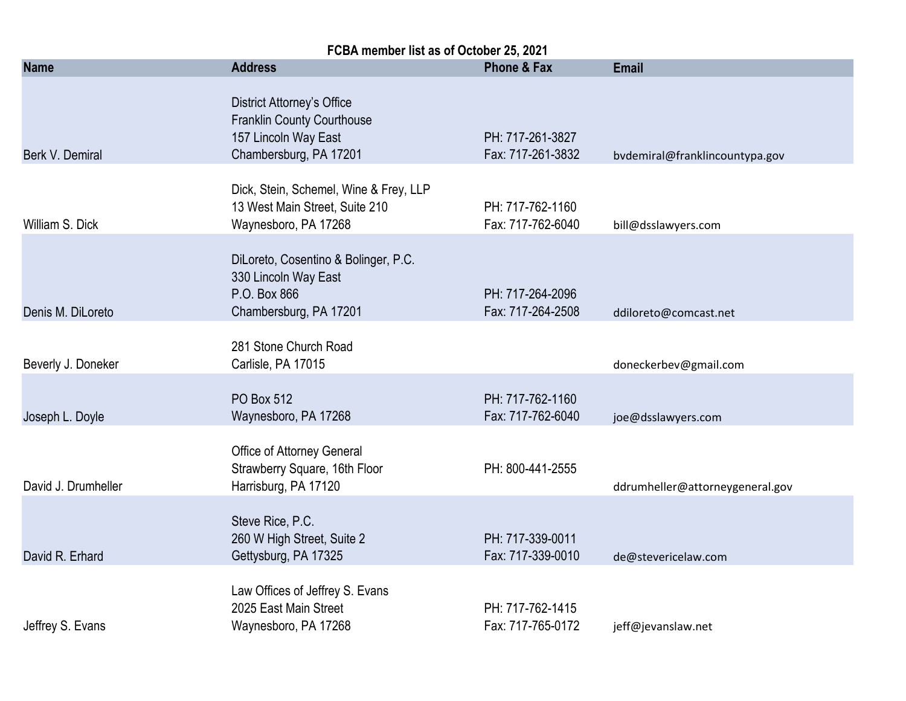**FCBA member list as of October 25, 2021**

| Name | Address | Phone & Fax | Email |
|---|---|---|---|
| Berk V. Demiral | District Attorney's Office<br>Franklin County Courthouse<br>157 Lincoln Way East<br>Chambersburg, PA 17201 | PH: 717-261-3827<br>Fax: 717-261-3832 | bvdemiral@franklincountypa.gov |
| William S. Dick | Dick, Stein, Schemel, Wine & Frey, LLP<br>13 West Main Street, Suite 210<br>Waynesboro, PA 17268 | PH: 717-762-1160<br>Fax: 717-762-6040 | bill@dsslawyers.com |
| Denis M. DiLoreto | DiLoreto, Cosentino & Bolinger, P.C.<br>330 Lincoln Way East<br>P.O. Box 866<br>Chambersburg, PA 17201 | PH: 717-264-2096<br>Fax: 717-264-2508 | ddiloreto@comcast.net |
| Beverly J. Doneker | 281 Stone Church Road<br>Carlisle, PA 17015 | | doneckerbev@gmail.com |
| Joseph L. Doyle | PO Box 512<br>Waynesboro, PA 17268 | PH: 717-762-1160<br>Fax: 717-762-6040 | joe@dsslawyers.com |
| David J. Drumheller | Office of Attorney General<br>Strawberry Square, 16th Floor<br>Harrisburg, PA 17120 | PH: 800-441-2555 | ddrumheller@attorneygeneral.gov |
| David R. Erhard | Steve Rice, P.C.<br>260 W High Street, Suite 2<br>Gettysburg, PA 17325 | PH: 717-339-0011<br>Fax: 717-339-0010 | de@stevericelaw.com |
| Jeffrey S. Evans | Law Offices of Jeffrey S. Evans<br>2025 East Main Street<br>Waynesboro, PA 17268 | PH: 717-762-1415<br>Fax: 717-765-0172 | jeff@jevanslaw.net |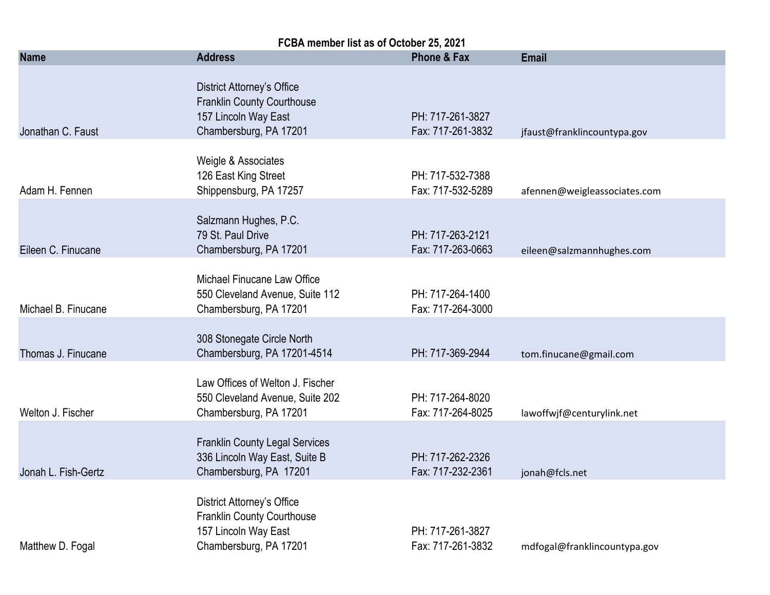**FCBA member list as of October 25, 2021**

| Name | Address | Phone & Fax | Email |
|---|---|---|---|
| Jonathan C. Faust | District Attorney's Office<br>Franklin County Courthouse<br>157 Lincoln Way East<br>Chambersburg, PA 17201 | PH: 717-261-3827<br>Fax: 717-261-3832 | jfaust@franklincountypa.gov |
| Adam H. Fennen | Weigle & Associates<br>126 East King Street<br>Shippensburg, PA 17257 | PH: 717-532-7388<br>Fax: 717-532-5289 | afennen@weigleassociates.com |
| Eileen C. Finucane | Salzmann Hughes, P.C.<br>79 St. Paul Drive<br>Chambersburg, PA 17201 | PH: 717-263-2121<br>Fax: 717-263-0663 | eileen@salzmannhughes.com |
| Michael B. Finucane | Michael Finucane Law Office<br>550 Cleveland Avenue, Suite 112<br>Chambersburg, PA 17201 | PH: 717-264-1400<br>Fax: 717-264-3000 | |
| Thomas J. Finucane | 308 Stonegate Circle North<br>Chambersburg, PA 17201-4514 | PH: 717-369-2944 | tom.finucane@gmail.com |
| Welton J. Fischer | Law Offices of Welton J. Fischer<br>550 Cleveland Avenue, Suite 202<br>Chambersburg, PA 17201 | PH: 717-264-8020<br>Fax: 717-264-8025 | lawoffwjf@centurylink.net |
| Jonah L. Fish-Gertz | Franklin County Legal Services<br>336 Lincoln Way East, Suite B<br>Chambersburg, PA 17201 | PH: 717-262-2326<br>Fax: 717-232-2361 | jonah@fcls.net |
| Matthew D. Fogal | District Attorney's Office<br>Franklin County Courthouse<br>157 Lincoln Way East<br>Chambersburg, PA 17201 | PH: 717-261-3827<br>Fax: 717-261-3832 | mdfogal@franklincountypa.gov |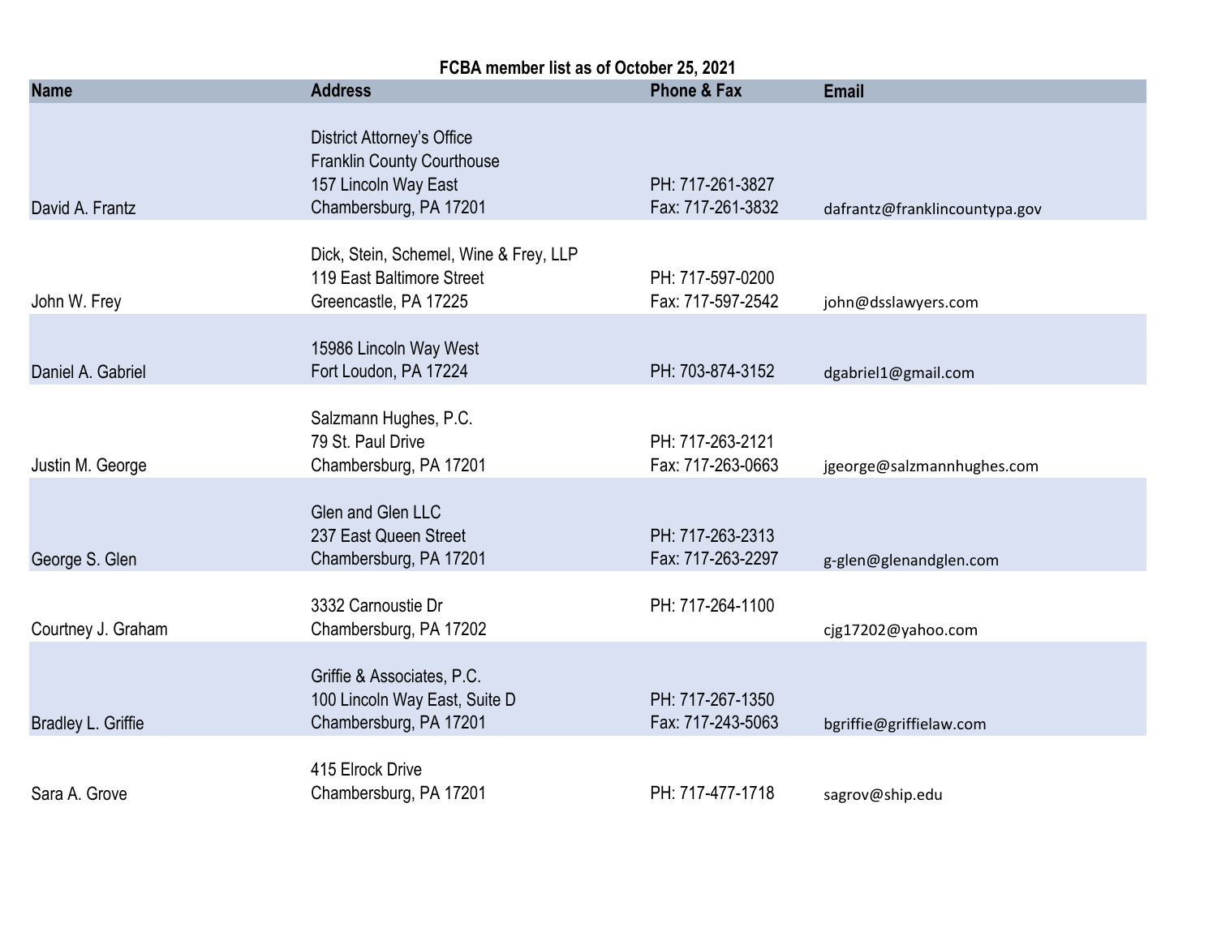**FCBA member list as of October 25, 2021**

| Name | Address | Phone & Fax | Email |
|---|---|---|---|
| David A. Frantz | District Attorney's Office<br>Franklin County Courthouse<br>157 Lincoln Way East<br>Chambersburg, PA 17201 | PH: 717-261-3827<br>Fax: 717-261-3832 | dafrantz@franklincountypa.gov |
| John W. Frey | Dick, Stein, Schemel, Wine & Frey, LLP<br>119 East Baltimore Street<br>Greencastle, PA 17225 | PH: 717-597-0200<br>Fax: 717-597-2542 | john@dsslawyers.com |
| Daniel A. Gabriel | 15986 Lincoln Way West<br>Fort Loudon, PA 17224 | PH: 703-874-3152 | dgabriel1@gmail.com |
| Justin M. George | Salzmann Hughes, P.C.<br>79 St. Paul Drive<br>Chambersburg, PA 17201 | PH: 717-263-2121<br>Fax: 717-263-0663 | jgeorge@salzmannhughes.com |
| George S. Glen | Glen and Glen LLC<br>237 East Queen Street<br>Chambersburg, PA 17201 | PH: 717-263-2313<br>Fax: 717-263-2297 | g-glen@glenandglen.com |
| Courtney J. Graham | 3332 Carnoustie Dr<br>Chambersburg, PA 17202 | PH: 717-264-1100 | cjg17202@yahoo.com |
| Bradley L. Griffie | Griffie & Associates, P.C.<br>100 Lincoln Way East, Suite D<br>Chambersburg, PA 17201 | PH: 717-267-1350<br>Fax: 717-243-5063 | bgriffie@griffielaw.com |
| Sara A. Grove | 415 Elrock Drive<br>Chambersburg, PA 17201 | PH: 717-477-1718 | sagrov@ship.edu |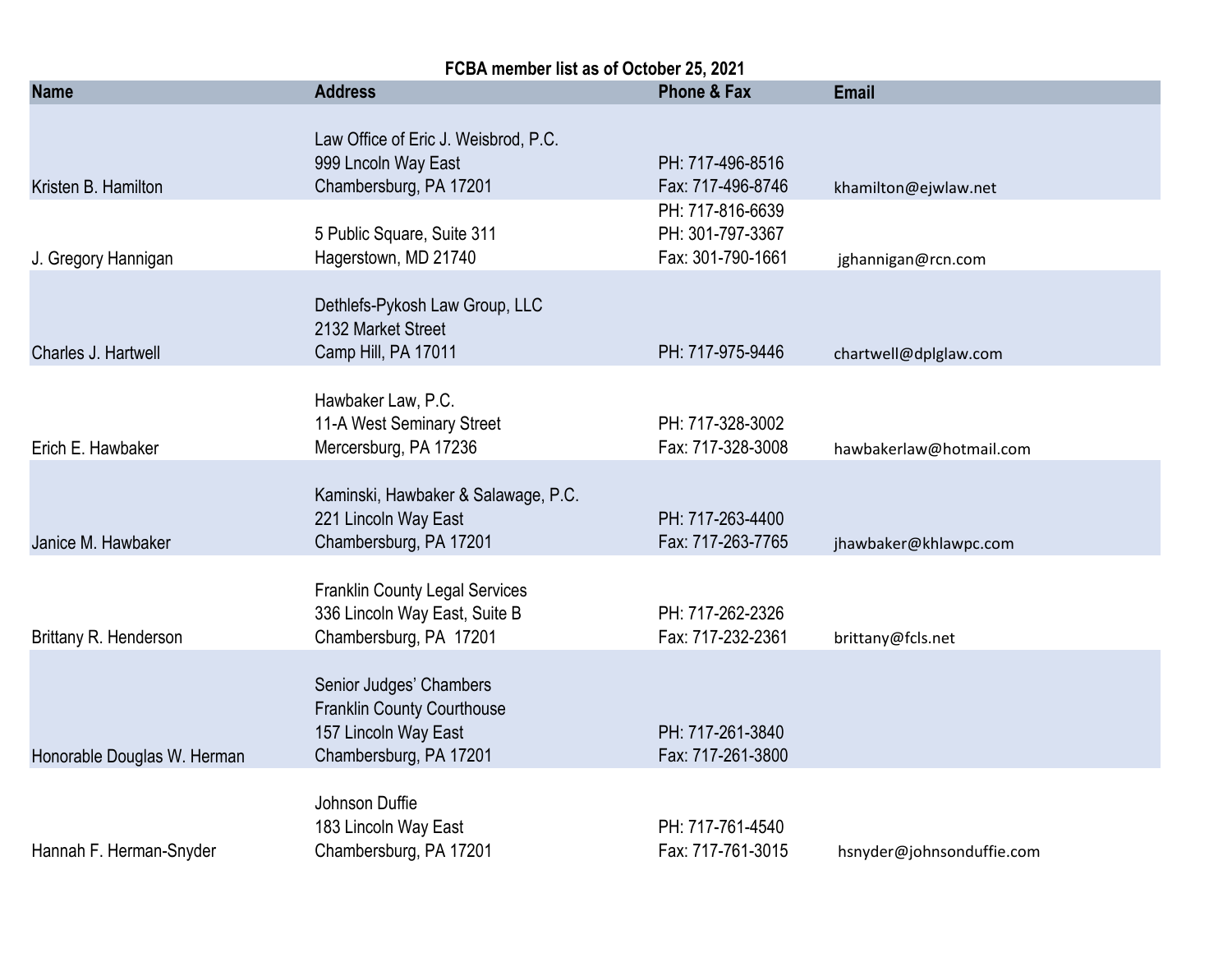**FCBA member list as of October 25, 2021**

| Name | Address | Phone & Fax | Email |
|---|---|---|---|
| Kristen B. Hamilton | Law Office of Eric J. Weisbrod, P.C.<br>999 Lncoln Way East<br>Chambersburg, PA 17201 | PH: 717-496-8516<br>Fax: 717-496-8746 | khamilton@ejwlaw.net |
| J. Gregory Hannigan | 5 Public Square, Suite 311<br>Hagerstown, MD 21740 | PH: 717-816-6639<br>PH: 301-797-3367<br>Fax: 301-790-1661 | jghannigan@rcn.com |
| Charles J. Hartwell | Dethlefs-Pykosh Law Group, LLC<br>2132 Market Street<br>Camp Hill, PA 17011 | PH: 717-975-9446 | chartwell@dplglaw.com |
| Erich E. Hawbaker | Hawbaker Law, P.C.<br>11-A West Seminary Street<br>Mercersburg, PA 17236 | PH: 717-328-3002<br>Fax: 717-328-3008 | hawbakerlaw@hotmail.com |
| Janice M. Hawbaker | Kaminski, Hawbaker & Salawage, P.C.<br>221 Lincoln Way East<br>Chambersburg, PA 17201 | PH: 717-263-4400<br>Fax: 717-263-7765 | jhawbaker@khlawpc.com |
| Brittany R. Henderson | Franklin County Legal Services<br>336 Lincoln Way East, Suite B<br>Chambersburg, PA 17201 | PH: 717-262-2326<br>Fax: 717-232-2361 | brittany@fcls.net |
| Honorable Douglas W. Herman | Senior Judges' Chambers<br>Franklin County Courthouse<br>157 Lincoln Way East<br>Chambersburg, PA 17201 | PH: 717-261-3840<br>Fax: 717-261-3800 | |
| Hannah F. Herman-Snyder | Johnson Duffie<br>183 Lincoln Way East<br>Chambersburg, PA 17201 | PH: 717-761-4540<br>Fax: 717-761-3015 | hsnyder@johnsonduffie.com |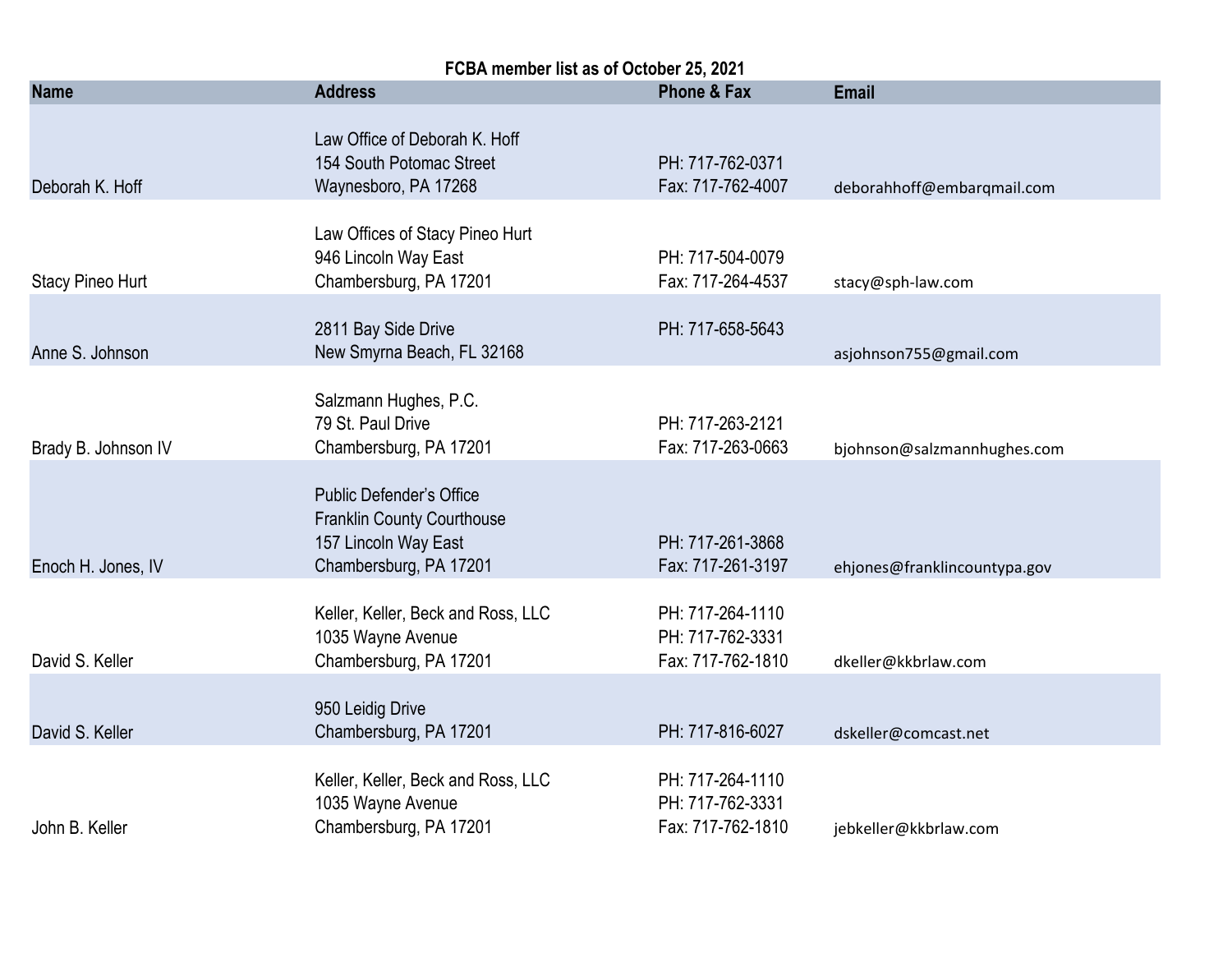**FCBA member list as of October 25, 2021**

| Name | Address | Phone & Fax | Email |
|---|---|---|---|
| Deborah K. Hoff | Law Office of Deborah K. Hoff<br>154 South Potomac Street<br>Waynesboro, PA 17268 | PH: 717-762-0371<br>Fax: 717-762-4007 | deborahhoff@embarqmail.com |
| Stacy Pineo Hurt | Law Offices of Stacy Pineo Hurt<br>946 Lincoln Way East<br>Chambersburg, PA 17201 | PH: 717-504-0079<br>Fax: 717-264-4537 | stacy@sph-law.com |
| Anne S. Johnson | 2811 Bay Side Drive<br>New Smyrna Beach, FL 32168 | PH: 717-658-5643 | asjohnson755@gmail.com |
| Brady B. Johnson IV | Salzmann Hughes, P.C.<br>79 St. Paul Drive<br>Chambersburg, PA 17201 | PH: 717-263-2121<br>Fax: 717-263-0663 | bjohnson@salzmannhughes.com |
| Enoch H. Jones, IV | Public Defender's Office<br>Franklin County Courthouse<br>157 Lincoln Way East<br>Chambersburg, PA 17201 | PH: 717-261-3868<br>Fax: 717-261-3197 | ehjones@franklincountypa.gov |
| David S. Keller | Keller, Keller, Beck and Ross, LLC<br>1035 Wayne Avenue<br>Chambersburg, PA 17201 | PH: 717-264-1110<br>PH: 717-762-3331<br>Fax: 717-762-1810 | dkeller@kkbrlaw.com |
| David S. Keller | 950 Leidig Drive<br>Chambersburg, PA 17201 | PH: 717-816-6027 | dskeller@comcast.net |
| John B. Keller | Keller, Keller, Beck and Ross, LLC<br>1035 Wayne Avenue<br>Chambersburg, PA 17201 | PH: 717-264-1110<br>PH: 717-762-3331<br>Fax: 717-762-1810 | jebkeller@kkbrlaw.com |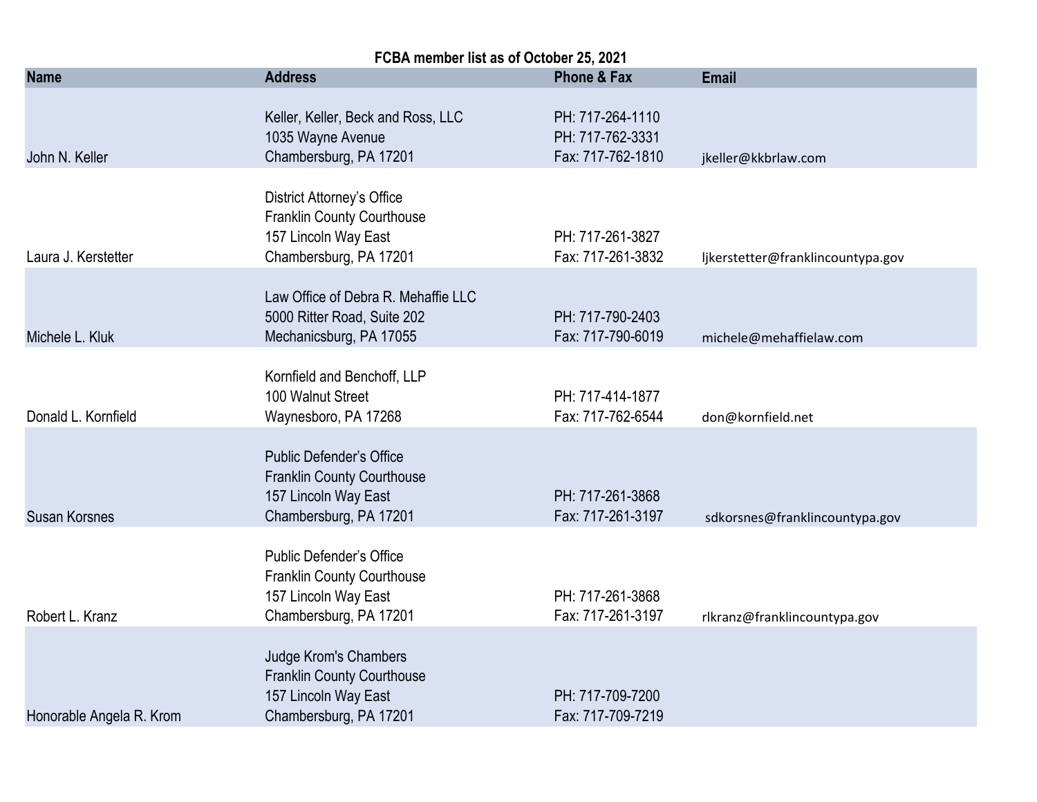**FCBA member list as of October 25, 2021**

| Name | Address | Phone & Fax | Email |
| --- | --- | --- | --- |
| John N. Keller | Keller, Keller, Beck and Ross, LLC<br>1035 Wayne Avenue<br>Chambersburg, PA 17201 | PH: 717-264-1110<br>PH: 717-762-3331<br>Fax: 717-762-1810 | jkeller@kkbrlaw.com |
| Laura J. Kerstetter | District Attorney's Office<br>Franklin County Courthouse<br>157 Lincoln Way East<br>Chambersburg, PA 17201 | PH: 717-261-3827<br>Fax: 717-261-3832 | ljkerstetter@franklincountypa.gov |
| Michele L. Kluk | Law Office of Debra R. Mehaffie LLC<br>5000 Ritter Road, Suite 202<br>Mechanicsburg, PA 17055 | PH: 717-790-2403<br>Fax: 717-790-6019 | michele@mehaffielaw.com |
| Donald L. Kornfield | Kornfield and Benchoff, LLP<br>100 Walnut Street<br>Waynesboro, PA 17268 | PH: 717-414-1877<br>Fax: 717-762-6544 | don@kornfield.net |
| Susan Korsnes | Public Defender's Office<br>Franklin County Courthouse<br>157 Lincoln Way East<br>Chambersburg, PA 17201 | PH: 717-261-3868<br>Fax: 717-261-3197 | sdkorsnes@franklincountypa.gov |
| Robert L. Kranz | Public Defender's Office<br>Franklin County Courthouse<br>157 Lincoln Way East<br>Chambersburg, PA 17201 | PH: 717-261-3868<br>Fax: 717-261-3197 | rlkranz@franklincountypa.gov |
| Honorable Angela R. Krom | Judge Krom's Chambers<br>Franklin County Courthouse<br>157 Lincoln Way East<br>Chambersburg, PA 17201 | PH: 717-709-7200<br>Fax: 717-709-7219 | |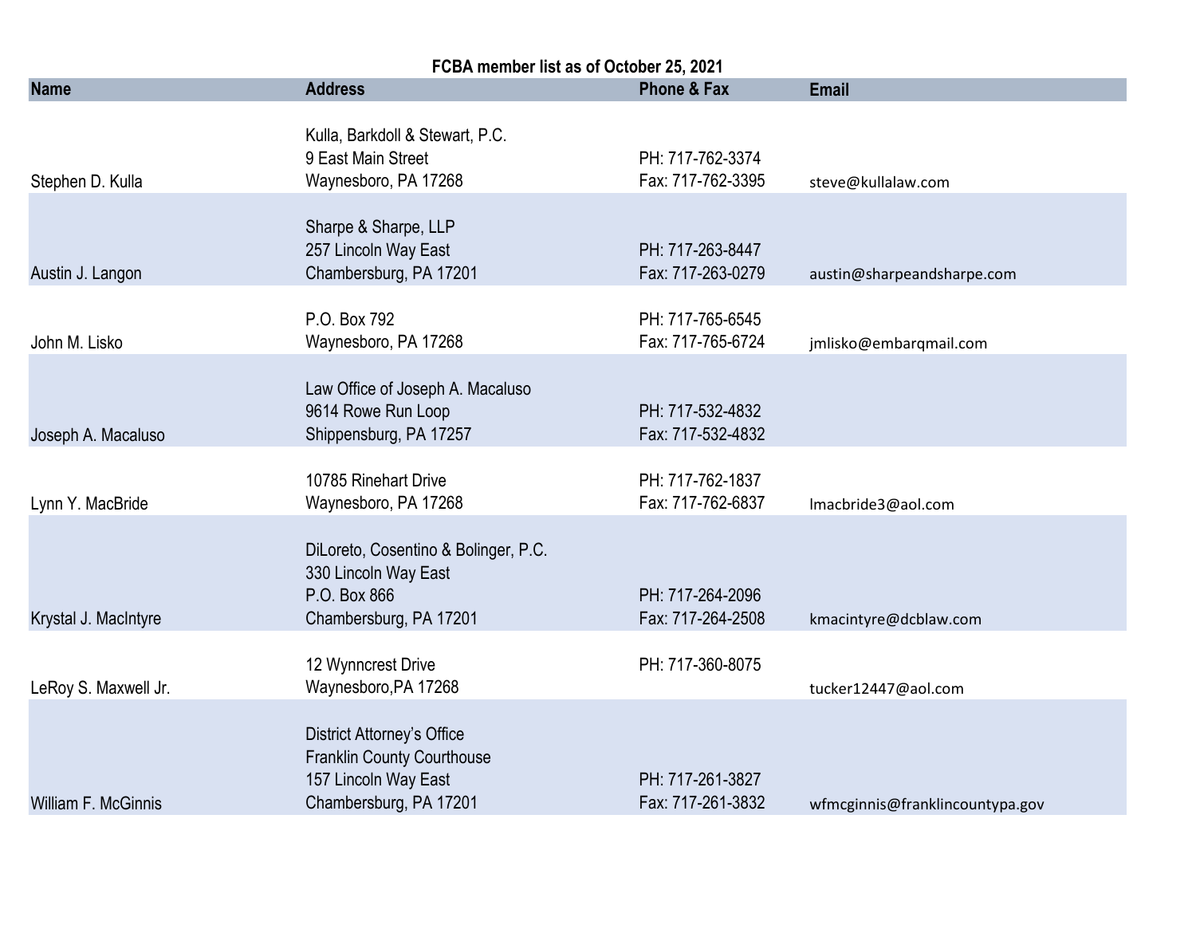**FCBA member list as of October 25, 2021**

| Name | Address | Phone & Fax | Email |
|---|---|---|---|
| Stephen D. Kulla | Kulla, Barkdoll & Stewart, P.C.<br>9 East Main Street<br>Waynesboro, PA 17268 | PH: 717-762-3374<br>Fax: 717-762-3395 | steve@kullalaw.com |
| Austin J. Langon | Sharpe & Sharpe, LLP<br>257 Lincoln Way East<br>Chambersburg, PA 17201 | PH: 717-263-8447<br>Fax: 717-263-0279 | austin@sharpeandsharpe.com |
| John M. Lisko | P.O. Box 792<br>Waynesboro, PA 17268 | PH: 717-765-6545<br>Fax: 717-765-6724 | jmlisko@embarqmail.com |
| Joseph A. Macaluso | Law Office of Joseph A. Macaluso<br>9614 Rowe Run Loop<br>Shippensburg, PA 17257 | PH: 717-532-4832<br>Fax: 717-532-4832 | |
| Lynn Y. MacBride | 10785 Rinehart Drive<br>Waynesboro, PA 17268 | PH: 717-762-1837<br>Fax: 717-762-6837 | lmacbride3@aol.com |
| Krystal J. MacIntyre | DiLoreto, Cosentino & Bolinger, P.C.<br>330 Lincoln Way East<br>P.O. Box 866<br>Chambersburg, PA 17201 | PH: 717-264-2096<br>Fax: 717-264-2508 | kmacintyre@dcblaw.com |
| LeRoy S. Maxwell Jr. | 12 Wynncrest Drive<br>Waynesboro,PA 17268 | PH: 717-360-8075 | tucker12447@aol.com |
| William F. McGinnis | District Attorney's Office<br>Franklin County Courthouse<br>157 Lincoln Way East<br>Chambersburg, PA 17201 | PH: 717-261-3827<br>Fax: 717-261-3832 | wfmcginnis@franklincountypa.gov |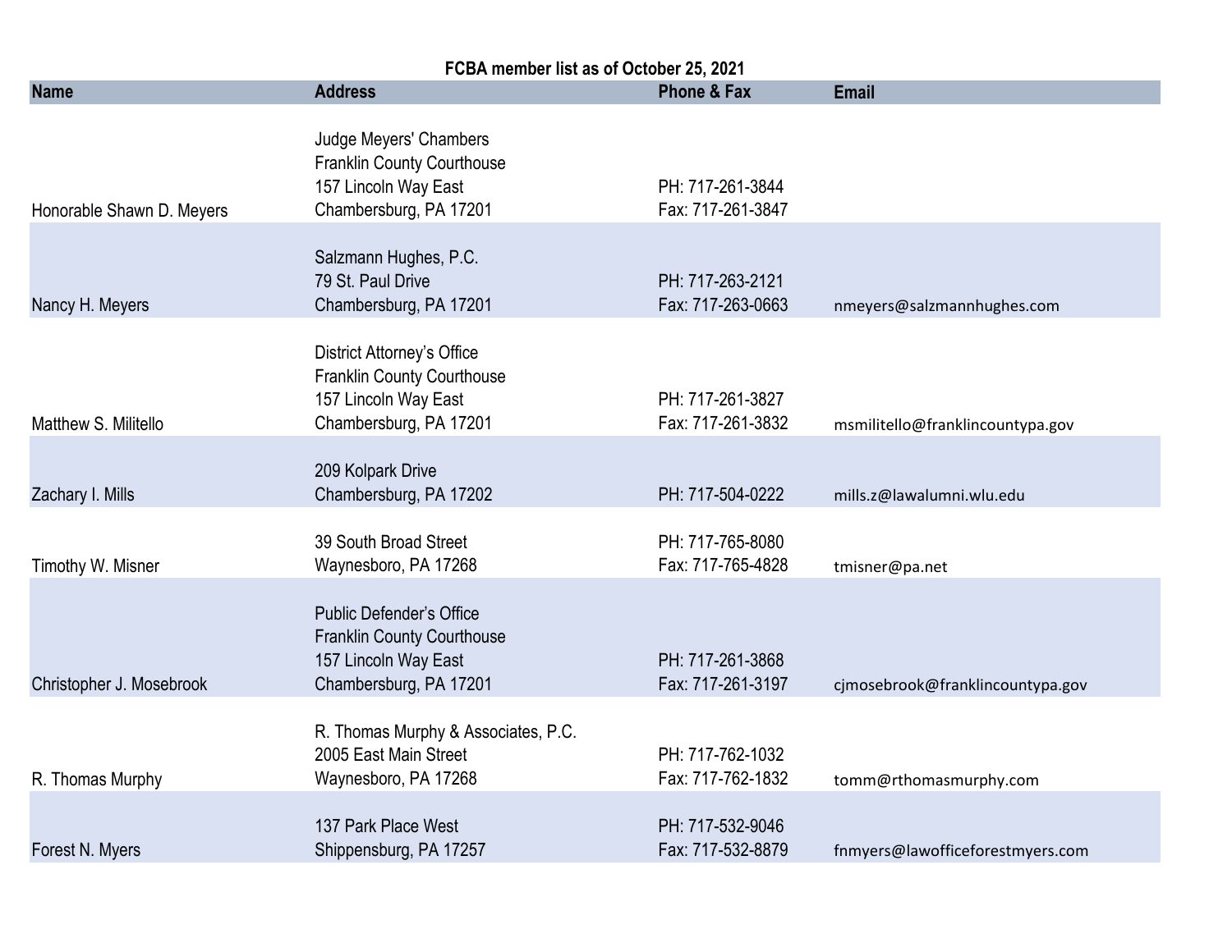**FCBA member list as of October 25, 2021**

| Name | Address | Phone & Fax | Email |
|---|---|---|---|
| Honorable Shawn D. Meyers | Judge Meyers' Chambers<br>Franklin County Courthouse<br>157 Lincoln Way East<br>Chambersburg, PA 17201 | PH: 717-261-3844<br>Fax: 717-261-3847 | |
| Nancy H. Meyers | Salzmann Hughes, P.C.<br>79 St. Paul Drive<br>Chambersburg, PA 17201 | PH: 717-263-2121<br>Fax: 717-263-0663 | nmeyers@salzmannhughes.com |
| Matthew S. Militello | District Attorney's Office<br>Franklin County Courthouse<br>157 Lincoln Way East<br>Chambersburg, PA 17201 | PH: 717-261-3827<br>Fax: 717-261-3832 | msmilitello@franklincountypa.gov |
| Zachary I. Mills | 209 Kolpark Drive<br>Chambersburg, PA 17202 | PH: 717-504-0222 | mills.z@lawalumni.wlu.edu |
| Timothy W. Misner | 39 South Broad Street<br>Waynesboro, PA 17268 | PH: 717-765-8080<br>Fax: 717-765-4828 | tmisner@pa.net |
| Christopher J. Mosebrook | Public Defender's Office<br>Franklin County Courthouse<br>157 Lincoln Way East<br>Chambersburg, PA 17201 | PH: 717-261-3868<br>Fax: 717-261-3197 | cjmosebrook@franklincountypa.gov |
| R. Thomas Murphy | R. Thomas Murphy & Associates, P.C.<br>2005 East Main Street<br>Waynesboro, PA 17268 | PH: 717-762-1032<br>Fax: 717-762-1832 | tomm@rthomasmurphy.com |
| Forest N. Myers | 137 Park Place West<br>Shippensburg, PA 17257 | PH: 717-532-9046<br>Fax: 717-532-8879 | fnmyers@lawofficeforestmyers.com |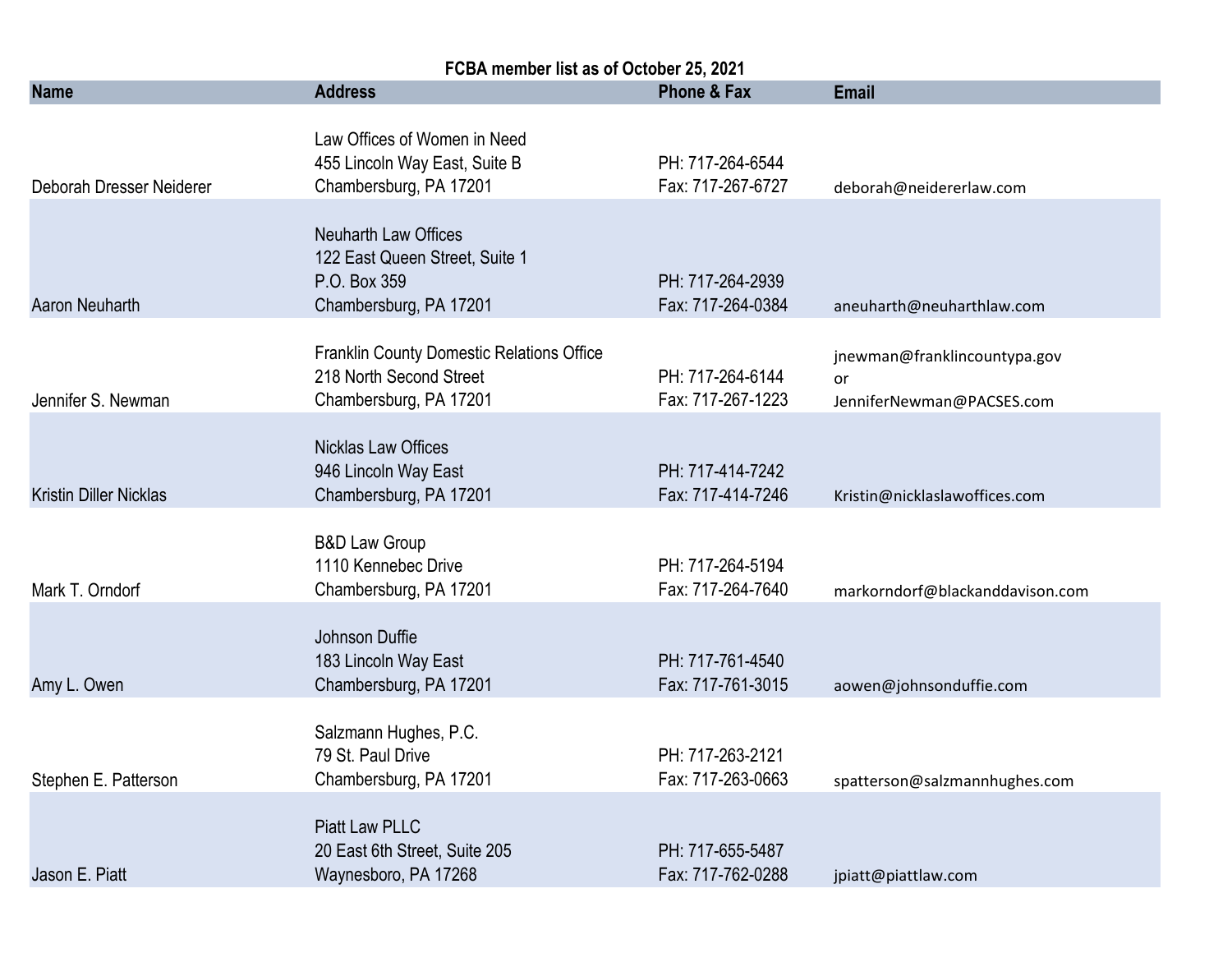**FCBA member list as of October 25, 2021**

| Name | Address | Phone & Fax | Email |
|---|---|---|---|
| Deborah Dresser Neiderer | Law Offices of Women in Need<br>455 Lincoln Way East, Suite B<br>Chambersburg, PA 17201 | PH: 717-264-6544<br>Fax: 717-267-6727 | deborah@neidererlaw.com |
| Aaron Neuharth | Neuharth Law Offices<br>122 East Queen Street, Suite 1<br>P.O. Box 359<br>Chambersburg, PA 17201 | PH: 717-264-2939<br>Fax: 717-264-0384 | aneuharth@neuharthlaw.com |
| Jennifer S. Newman | Franklin County Domestic Relations Office<br>218 North Second Street<br>Chambersburg, PA 17201 | PH: 717-264-6144<br>Fax: 717-267-1223 | jnewman@franklincountypa.gov<br>or<br>JenniferNewman@PACSES.com |
| Kristin Diller Nicklas | Nicklas Law Offices<br>946 Lincoln Way East<br>Chambersburg, PA 17201 | PH: 717-414-7242<br>Fax: 717-414-7246 | Kristin@nicklaslawoffices.com |
| Mark T. Orndorf | B&D Law Group<br>1110 Kennebec Drive<br>Chambersburg, PA 17201 | PH: 717-264-5194<br>Fax: 717-264-7640 | markorndorf@blackanddavison.com |
| Amy L. Owen | Johnson Duffie<br>183 Lincoln Way East<br>Chambersburg, PA 17201 | PH: 717-761-4540<br>Fax: 717-761-3015 | aowen@johnsonduffie.com |
| Stephen E. Patterson | Salzmann Hughes, P.C.<br>79 St. Paul Drive<br>Chambersburg, PA 17201 | PH: 717-263-2121<br>Fax: 717-263-0663 | spatterson@salzmannhughes.com |
| Jason E. Piatt | Piatt Law PLLC<br>20 East 6th Street, Suite 205<br>Waynesboro, PA 17268 | PH: 717-655-5487<br>Fax: 717-762-0288 | jpiatt@piattlaw.com |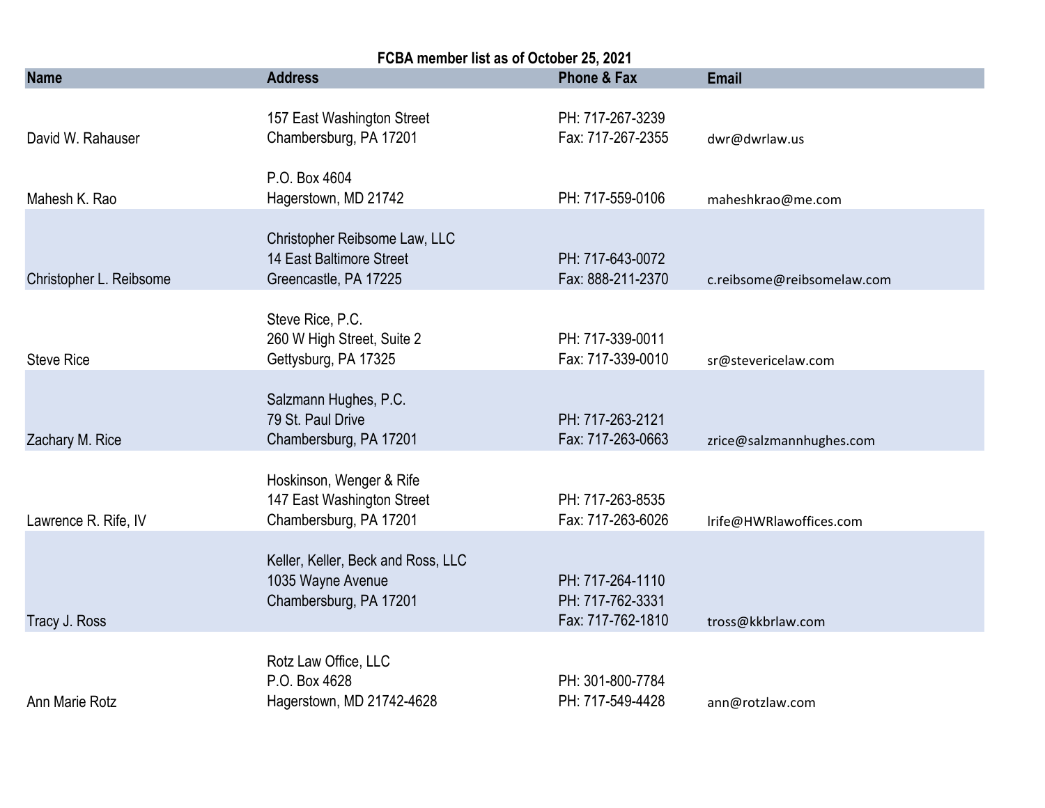**FCBA member list as of October 25, 2021**

| Name | Address | Phone & Fax | Email |
| --- | --- | --- | --- |
| David W. Rahauser | 157 East Washington Street<br>Chambersburg, PA 17201 | PH: 717-267-3239<br>Fax: 717-267-2355 | dwr@dwrlaw.us |
| Mahesh K. Rao | P.O. Box 4604<br>Hagerstown, MD 21742 | PH: 717-559-0106 | maheshkrao@me.com |
| Christopher L. Reibsome | Christopher Reibsome Law, LLC<br>14 East Baltimore Street<br>Greencastle, PA 17225 | PH: 717-643-0072<br>Fax: 888-211-2370 | c.reibsome@reibsomelaw.com |
| Steve Rice | Steve Rice, P.C.<br>260 W High Street, Suite 2<br>Gettysburg, PA 17325 | PH: 717-339-0011<br>Fax: 717-339-0010 | sr@stevericelaw.com |
| Zachary M. Rice | Salzmann Hughes, P.C.<br>79 St. Paul Drive<br>Chambersburg, PA 17201 | PH: 717-263-2121<br>Fax: 717-263-0663 | zrice@salzmannhughes.com |
| Lawrence R. Rife, IV | Hoskinson, Wenger & Rife<br>147 East Washington Street<br>Chambersburg, PA 17201 | PH: 717-263-8535<br>Fax: 717-263-6026 | lrife@HWRlawoffices.com |
| Tracy J. Ross | Keller, Keller, Beck and Ross, LLC<br>1035 Wayne Avenue<br>Chambersburg, PA 17201 | PH: 717-264-1110<br>PH: 717-762-3331<br>Fax: 717-762-1810 | tross@kkbrlaw.com |
| Ann Marie Rotz | Rotz Law Office, LLC<br>P.O. Box 4628<br>Hagerstown, MD 21742-4628 | PH: 301-800-7784<br>PH: 717-549-4428 | ann@rotzlaw.com |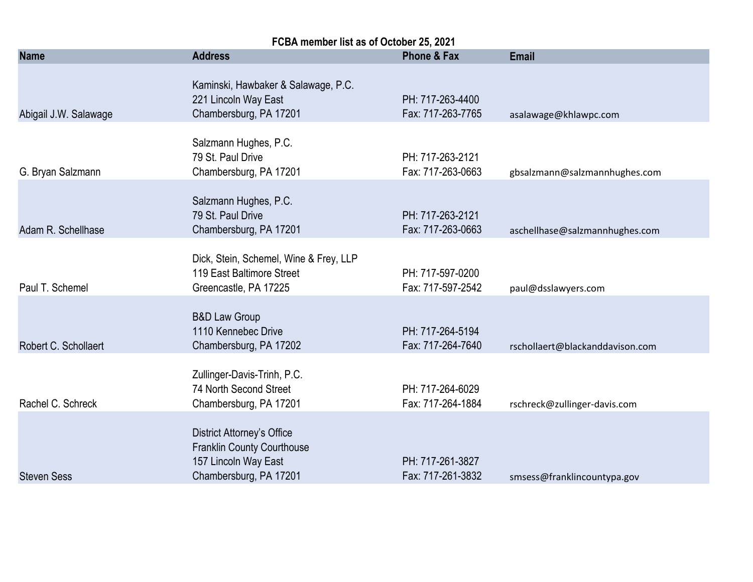**FCBA member list as of October 25, 2021**

| Name | Address | Phone & Fax | Email |
|---|---|---|---|
| Abigail J.W. Salawage | Kaminski, Hawbaker & Salawage, P.C.<br>221 Lincoln Way East<br>Chambersburg, PA 17201 | PH: 717-263-4400<br>Fax: 717-263-7765 | asalawage@khlawpc.com |
| G. Bryan Salzmann | Salzmann Hughes, P.C.<br>79 St. Paul Drive<br>Chambersburg, PA 17201 | PH: 717-263-2121<br>Fax: 717-263-0663 | gbsalzmann@salzmannhughes.com |
| Adam R. Schellhase | Salzmann Hughes, P.C.<br>79 St. Paul Drive<br>Chambersburg, PA 17201 | PH: 717-263-2121<br>Fax: 717-263-0663 | aschellhase@salzmannhughes.com |
| Paul T. Schemel | Dick, Stein, Schemel, Wine & Frey, LLP<br>119 East Baltimore Street<br>Greencastle, PA 17225 | PH: 717-597-0200<br>Fax: 717-597-2542 | paul@dsslawyers.com |
| Robert C. Schollaert | B&D Law Group<br>1110 Kennebec Drive<br>Chambersburg, PA 17202 | PH: 717-264-5194<br>Fax: 717-264-7640 | rschollaert@blackanddavison.com |
| Rachel C. Schreck | Zullinger-Davis-Trinh, P.C.<br>74 North Second Street<br>Chambersburg, PA 17201 | PH: 717-264-6029<br>Fax: 717-264-1884 | rschreck@zullinger-davis.com |
| Steven Sess | District Attorney's Office<br>Franklin County Courthouse<br>157 Lincoln Way East<br>Chambersburg, PA 17201 | PH: 717-261-3827<br>Fax: 717-261-3832 | smsess@franklincountypa.gov |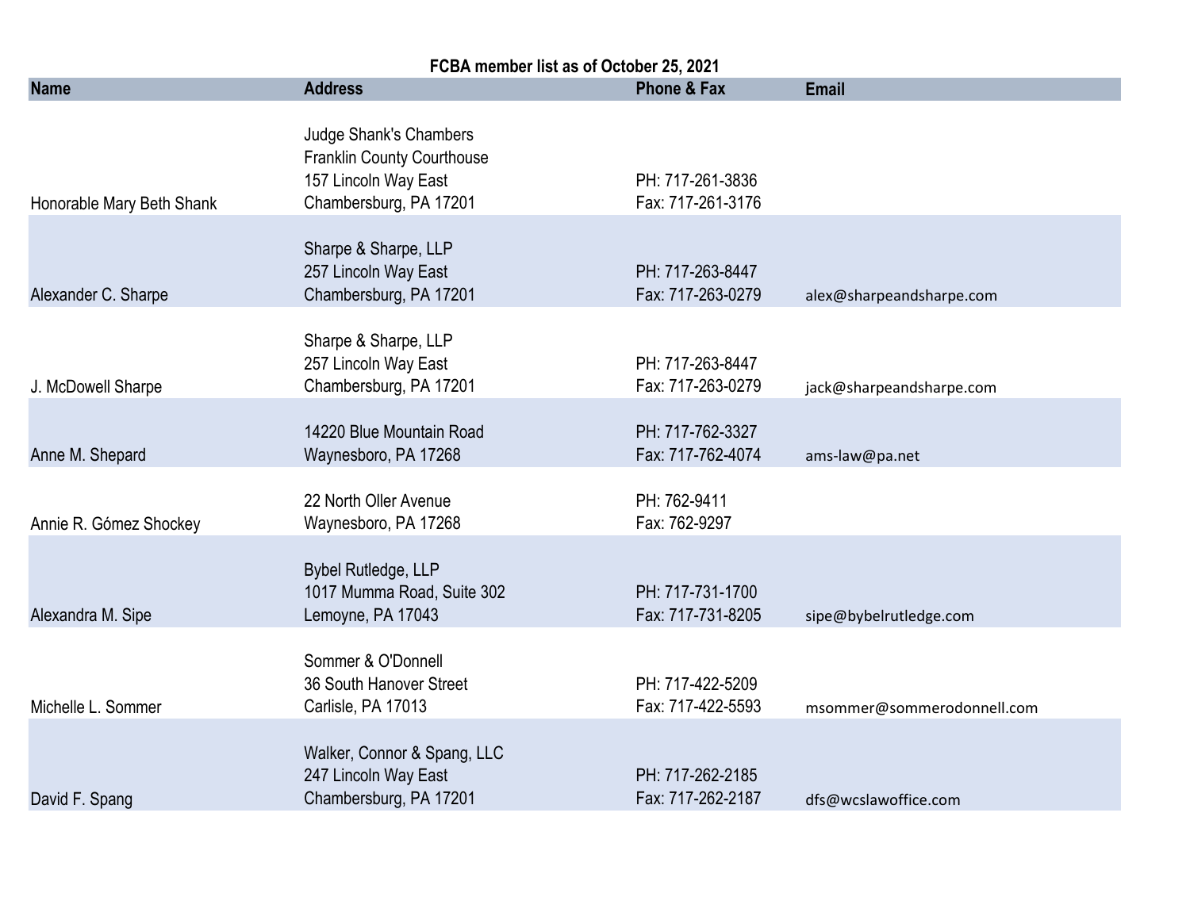**FCBA member list as of October 25, 2021**

| Name | Address | Phone & Fax | Email |
|---|---|---|---|
| Honorable Mary Beth Shank | Judge Shank's Chambers<br>Franklin County Courthouse<br>157 Lincoln Way East<br>Chambersburg, PA 17201 | PH: 717-261-3836<br>Fax: 717-261-3176 | |
| Alexander C. Sharpe | Sharpe & Sharpe, LLP<br>257 Lincoln Way East<br>Chambersburg, PA 17201 | PH: 717-263-8447<br>Fax: 717-263-0279 | alex@sharpeandsharpe.com |
| J. McDowell Sharpe | Sharpe & Sharpe, LLP<br>257 Lincoln Way East<br>Chambersburg, PA 17201 | PH: 717-263-8447<br>Fax: 717-263-0279 | jack@sharpeandsharpe.com |
| Anne M. Shepard | 14220 Blue Mountain Road<br>Waynesboro, PA 17268 | PH: 717-762-3327<br>Fax: 717-762-4074 | ams-law@pa.net |
| Annie R. Gómez Shockey | 22 North Oller Avenue<br>Waynesboro, PA 17268 | PH: 762-9411<br>Fax: 762-9297 | |
| Alexandra M. Sipe | Bybel Rutledge, LLP<br>1017 Mumma Road, Suite 302<br>Lemoyne, PA 17043 | PH: 717-731-1700<br>Fax: 717-731-8205 | sipe@bybelrutledge.com |
| Michelle L. Sommer | Sommer & O'Donnell<br>36 South Hanover Street<br>Carlisle, PA 17013 | PH: 717-422-5209<br>Fax: 717-422-5593 | msommer@sommerodonnell.com |
| David F. Spang | Walker, Connor & Spang, LLC<br>247 Lincoln Way East<br>Chambersburg, PA 17201 | PH: 717-262-2185<br>Fax: 717-262-2187 | dfs@wcslawoffice.com |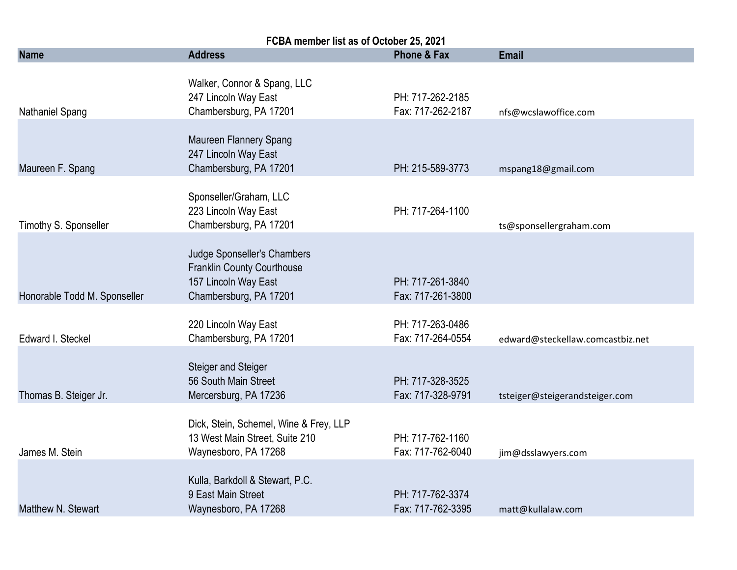**FCBA member list as of October 25, 2021**

| Name | Address | Phone & Fax | Email |
|---|---|---|---|
| Nathaniel Spang | Walker, Connor & Spang, LLC<br>247 Lincoln Way East<br>Chambersburg, PA 17201 | PH: 717-262-2185<br>Fax: 717-262-2187 | nfs@wcslawoffice.com |
| Maureen F. Spang | Maureen Flannery Spang<br>247 Lincoln Way East<br>Chambersburg, PA 17201 | PH: 215-589-3773 | mspang18@gmail.com |
| Timothy S. Sponseller | Sponseller/Graham, LLC<br>223 Lincoln Way East<br>Chambersburg, PA 17201 | PH: 717-264-1100 | ts@sponsellergraham.com |
| Honorable Todd M. Sponseller | Judge Sponseller's Chambers<br>Franklin County Courthouse<br>157 Lincoln Way East<br>Chambersburg, PA 17201 | PH: 717-261-3840<br>Fax: 717-261-3800 | |
| Edward I. Steckel | 220 Lincoln Way East<br>Chambersburg, PA 17201 | PH: 717-263-0486<br>Fax: 717-264-0554 | edward@steckellaw.comcastbiz.net |
| Thomas B. Steiger Jr. | Steiger and Steiger<br>56 South Main Street<br>Mercersburg, PA 17236 | PH: 717-328-3525<br>Fax: 717-328-9791 | tsteiger@steigerandsteiger.com |
| James M. Stein | Dick, Stein, Schemel, Wine & Frey, LLP<br>13 West Main Street, Suite 210<br>Waynesboro, PA 17268 | PH: 717-762-1160<br>Fax: 717-762-6040 | jim@dsslawyers.com |
| Matthew N. Stewart | Kulla, Barkdoll & Stewart, P.C.<br>9 East Main Street<br>Waynesboro, PA 17268 | PH: 717-762-3374<br>Fax: 717-762-3395 | matt@kullalaw.com |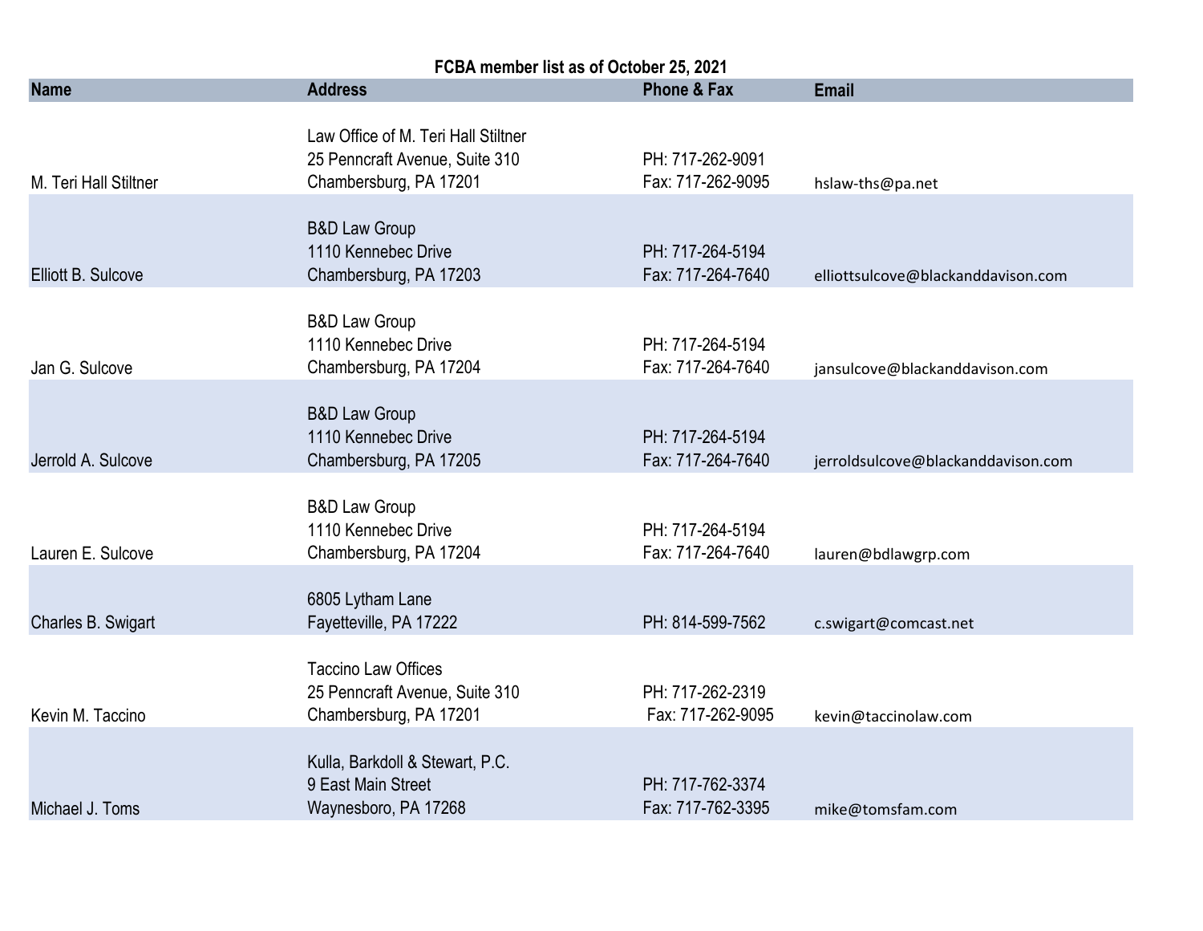**FCBA member list as of October 25, 2021**

| Name | Address | Phone & Fax | Email |
|---|---|---|---|
| M. Teri Hall Stiltner | Law Office of M. Teri Hall Stiltner<br>25 Penncraft Avenue, Suite 310<br>Chambersburg, PA 17201 | PH: 717-262-9091<br>Fax: 717-262-9095 | hslaw-ths@pa.net |
| Elliott B. Sulcove | B&D Law Group<br>1110 Kennebec Drive<br>Chambersburg, PA 17203 | PH: 717-264-5194<br>Fax: 717-264-7640 | elliottsulcove@blackanddavison.com |
| Jan G. Sulcove | B&D Law Group<br>1110 Kennebec Drive<br>Chambersburg, PA 17204 | PH: 717-264-5194<br>Fax: 717-264-7640 | jansulcove@blackanddavison.com |
| Jerrold A. Sulcove | B&D Law Group<br>1110 Kennebec Drive<br>Chambersburg, PA 17205 | PH: 717-264-5194<br>Fax: 717-264-7640 | jerroldsulcove@blackanddavison.com |
| Lauren E. Sulcove | B&D Law Group<br>1110 Kennebec Drive<br>Chambersburg, PA 17204 | PH: 717-264-5194<br>Fax: 717-264-7640 | lauren@bdlawgrp.com |
| Charles B. Swigart | 6805 Lytham Lane<br>Fayetteville, PA 17222 | PH: 814-599-7562 | c.swigart@comcast.net |
| Kevin M. Taccino | Taccino Law Offices<br>25 Penncraft Avenue, Suite 310<br>Chambersburg, PA 17201 | PH: 717-262-2319<br>Fax: 717-262-9095 | kevin@taccinolaw.com |
| Michael J. Toms | Kulla, Barkdoll & Stewart, P.C.<br>9 East Main Street<br>Waynesboro, PA 17268 | PH: 717-762-3374<br>Fax: 717-762-3395 | mike@tomsfam.com |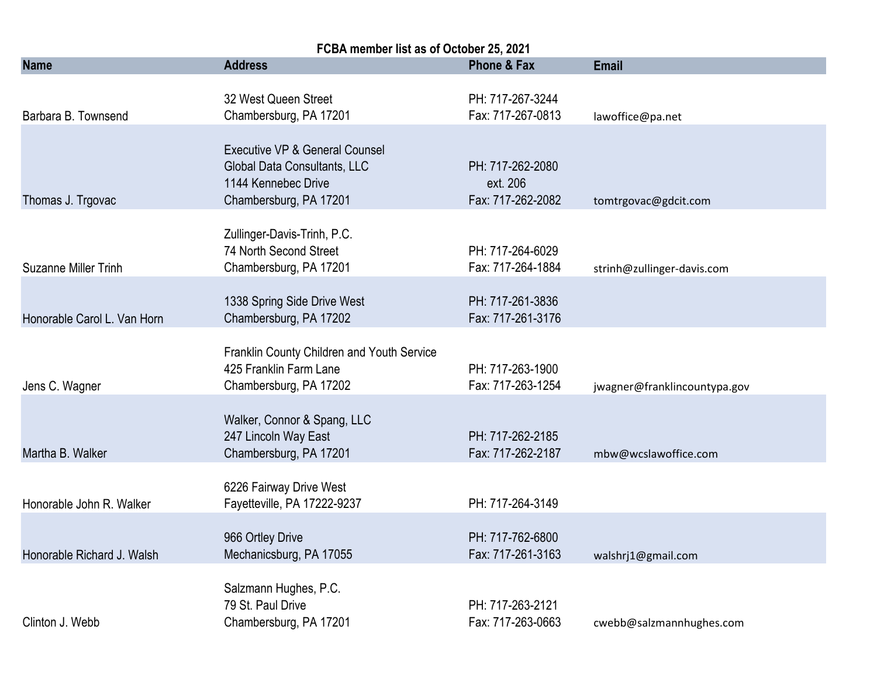**FCBA member list as of October 25, 2021**

| Name | Address | Phone & Fax | Email |
| --- | --- | --- | --- |
| Barbara B. Townsend | 32 West Queen Street<br>Chambersburg, PA 17201 | PH: 717-267-3244<br>Fax: 717-267-0813 | lawoffice@pa.net |
| Thomas J. Trgovac | Executive VP & General Counsel<br>Global Data Consultants, LLC<br>1144 Kennebec Drive<br>Chambersburg, PA 17201 | PH: 717-262-2080<br>ext. 206<br>Fax: 717-262-2082 | tomtrgovac@gdcit.com |
| Suzanne Miller Trinh | Zullinger-Davis-Trinh, P.C.<br>74 North Second Street<br>Chambersburg, PA 17201 | PH: 717-264-6029<br>Fax: 717-264-1884 | strinh@zullinger-davis.com |
| Honorable Carol L. Van Horn | 1338 Spring Side Drive West<br>Chambersburg, PA 17202 | PH: 717-261-3836<br>Fax: 717-261-3176 | |
| Jens C. Wagner | Franklin County Children and Youth Service<br>425 Franklin Farm Lane<br>Chambersburg, PA 17202 | PH: 717-263-1900<br>Fax: 717-263-1254 | jwagner@franklincountypa.gov |
| Martha B. Walker | Walker, Connor & Spang, LLC<br>247 Lincoln Way East<br>Chambersburg, PA 17201 | PH: 717-262-2185<br>Fax: 717-262-2187 | mbw@wcslawoffice.com |
| Honorable John R. Walker | 6226 Fairway Drive West<br>Fayetteville, PA 17222-9237 | PH: 717-264-3149 | |
| Honorable Richard J. Walsh | 966 Ortley Drive<br>Mechanicsburg, PA 17055 | PH: 717-762-6800<br>Fax: 717-261-3163 | walshrj1@gmail.com |
| Clinton J. Webb | Salzmann Hughes, P.C.<br>79 St. Paul Drive<br>Chambersburg, PA 17201 | PH: 717-263-2121<br>Fax: 717-263-0663 | cwebb@salzmannhughes.com |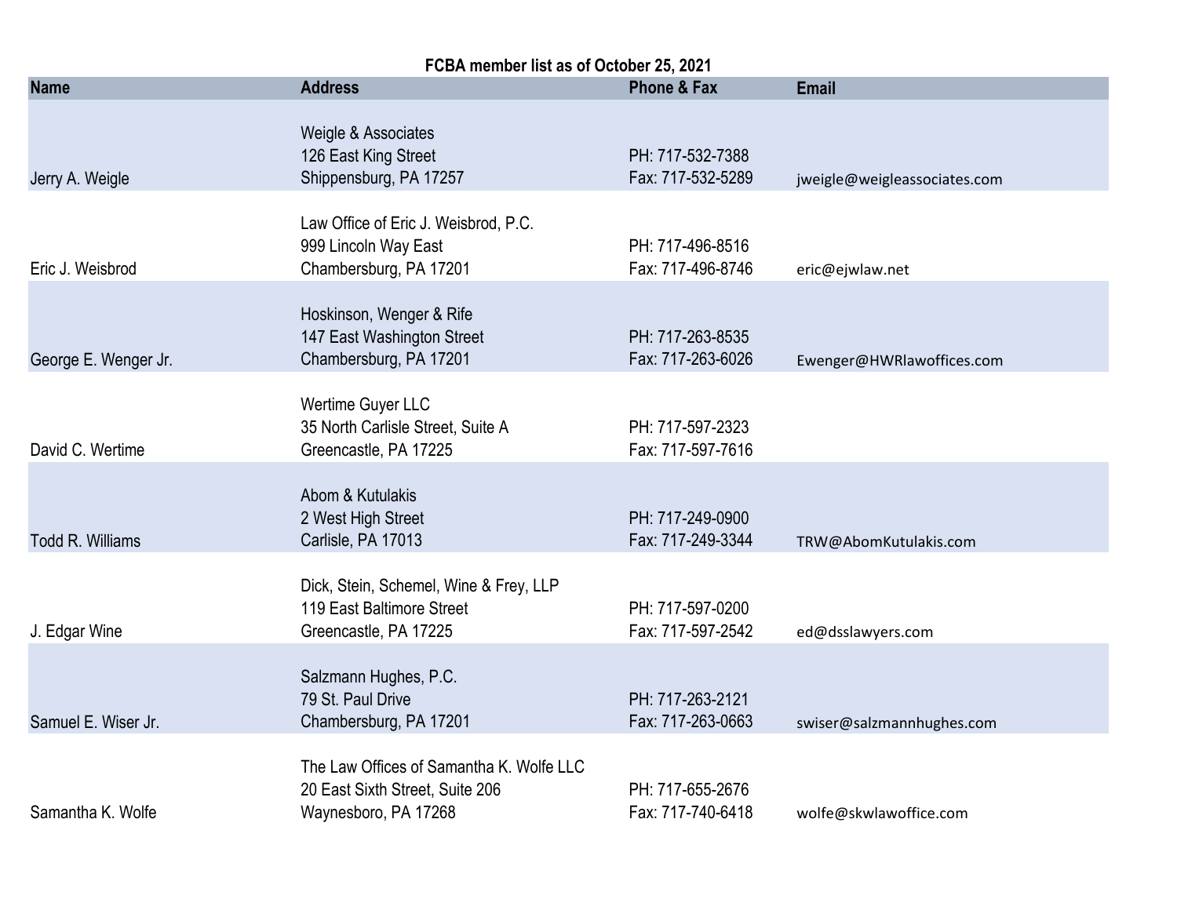**FCBA member list as of October 25, 2021**

| Name | Address | Phone & Fax | Email |
|---|---|---|---|
| Jerry A. Weigle | Weigle & Associates<br>126 East King Street<br>Shippensburg, PA 17257 | PH: 717-532-7388<br>Fax: 717-532-5289 | jweigle@weigleassociates.com |
| Eric J. Weisbrod | Law Office of Eric J. Weisbrod, P.C.<br>999 Lincoln Way East<br>Chambersburg, PA 17201 | PH: 717-496-8516<br>Fax: 717-496-8746 | eric@ejwlaw.net |
| George E. Wenger Jr. | Hoskinson, Wenger & Rife<br>147 East Washington Street<br>Chambersburg, PA 17201 | PH: 717-263-8535<br>Fax: 717-263-6026 | Ewenger@HWRlawoffices.com |
| David C. Wertime | Wertime Guyer LLC<br>35 North Carlisle Street, Suite A<br>Greencastle, PA 17225 | PH: 717-597-2323<br>Fax: 717-597-7616 | |
| Todd R. Williams | Abom & Kutulakis<br>2 West High Street<br>Carlisle, PA 17013 | PH: 717-249-0900<br>Fax: 717-249-3344 | TRW@AbomKutulakis.com |
| J. Edgar Wine | Dick, Stein, Schemel, Wine & Frey, LLP<br>119 East Baltimore Street<br>Greencastle, PA 17225 | PH: 717-597-0200<br>Fax: 717-597-2542 | ed@dsslawyers.com |
| Samuel E. Wiser Jr. | Salzmann Hughes, P.C.<br>79 St. Paul Drive<br>Chambersburg, PA 17201 | PH: 717-263-2121<br>Fax: 717-263-0663 | swiser@salzmannhughes.com |
| Samantha K. Wolfe | The Law Offices of Samantha K. Wolfe LLC<br>20 East Sixth Street, Suite 206<br>Waynesboro, PA 17268 | PH: 717-655-2676<br>Fax: 717-740-6418 | wolfe@skwlawoffice.com |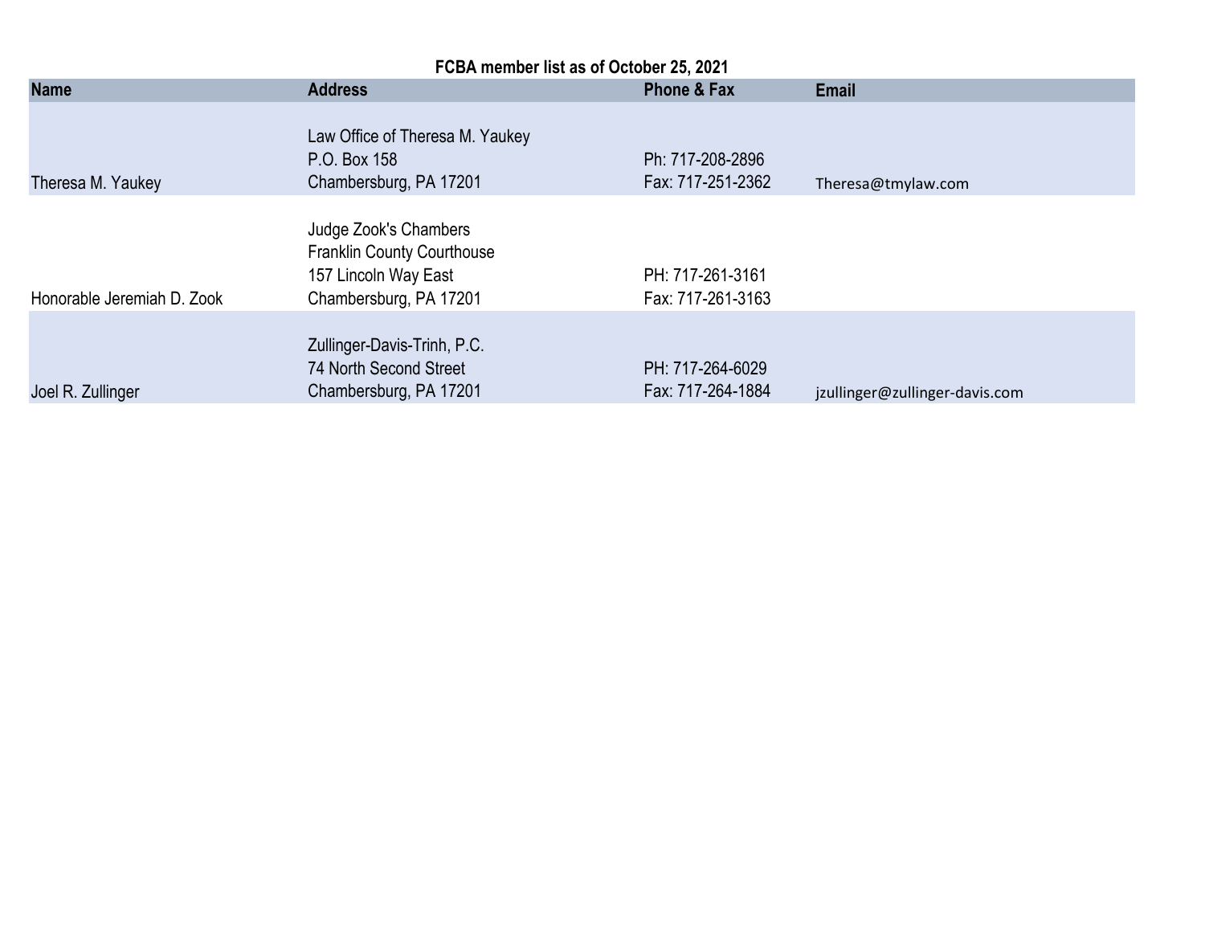**FCBA member list as of October 25, 2021**

| Name | Address | Phone & Fax | Email |
|---|---|---|---|
| Theresa M. Yaukey | Law Office of Theresa M. Yaukey<br>P.O. Box 158<br>Chambersburg, PA 17201 | Ph: 717-208-2896<br>Fax: 717-251-2362 | Theresa@tmylaw.com |
| Honorable Jeremiah D. Zook | Judge Zook's Chambers<br>Franklin County Courthouse<br>157 Lincoln Way East<br>Chambersburg, PA 17201 | PH: 717-261-3161<br>Fax: 717-261-3163 | |
| Joel R. Zullinger | Zullinger-Davis-Trinh, P.C.<br>74 North Second Street<br>Chambersburg, PA 17201 | PH: 717-264-6029<br>Fax: 717-264-1884 | jzullinger@zullinger-davis.com |